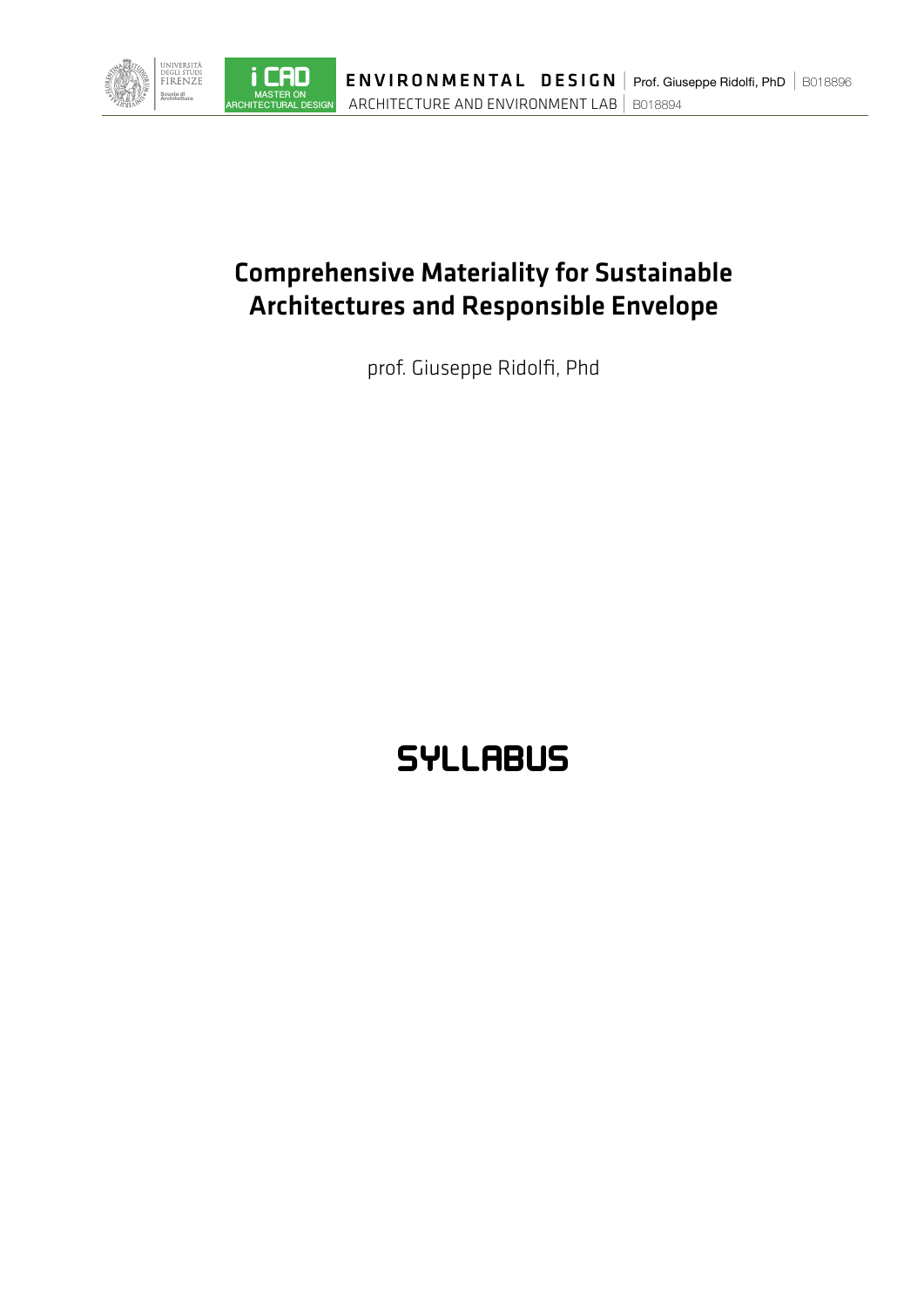# Comprehensive Materiality for Sustainable Architectures and Responsible Envelope

prof. Giuseppe Ridolfi, Phd

# SYLLABUS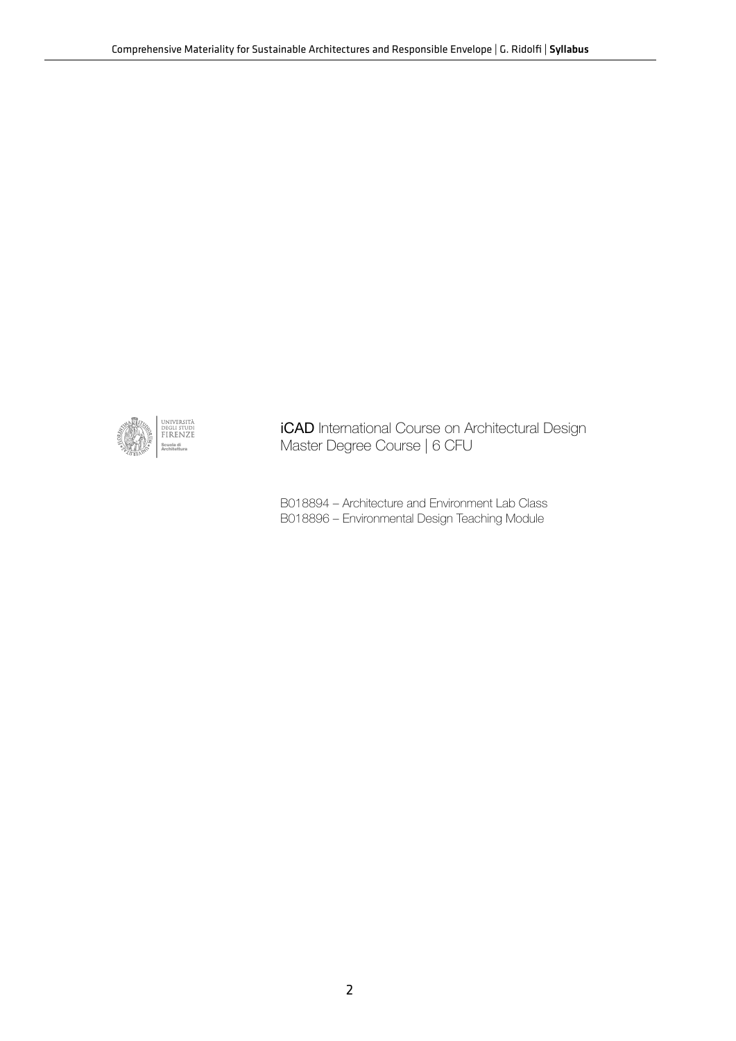Università degli Studi Firenze
Scuola di Architettura

**iCAD** International Course on Architectural Design
Master Degree Course | 6 CFU

B018894 – Architecture and Environment Lab Class
B018896 – Environmental Design Teaching Module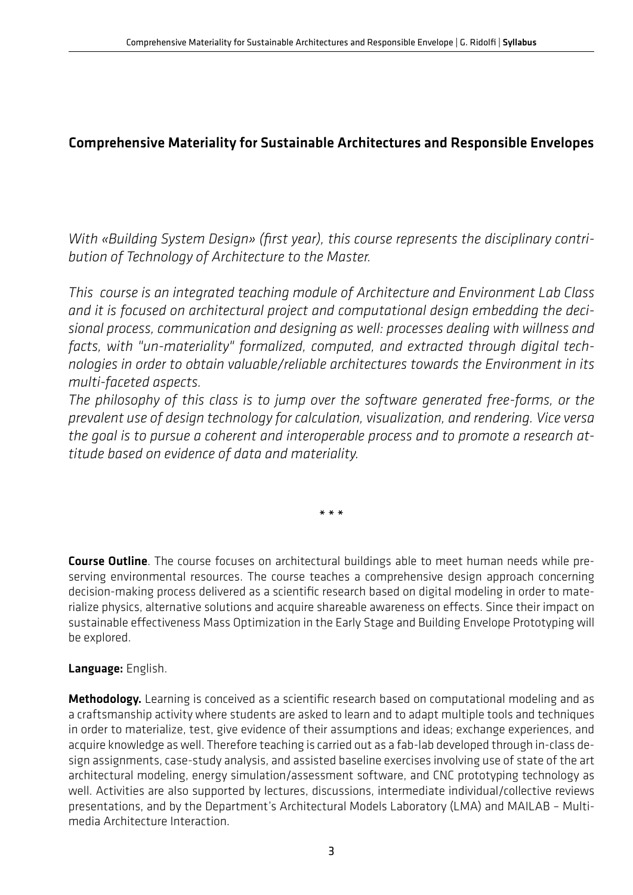## Comprehensive Materiality for Sustainable Architectures and Responsible Envelopes

*With «Building System Design» (first year), this course represents the disciplinary contribution of Technology of Architecture to the Master.*

*This course is an integrated teaching module of Architecture and Environment Lab Class and it is focused on architectural project and computational design embedding the decisional process, communication and designing as well: processes dealing with willness and facts, with "un-materiality" formalized, computed, and extracted through digital technologies in order to obtain valuable/reliable architectures towards the Environment in its multi-faceted aspects.*
*The philosophy of this class is to jump over the software generated free-forms, or the prevalent use of design technology for calculation, visualization, and rendering. Vice versa the goal is to pursue a coherent and interoperable process and to promote a research attitude based on evidence of data and materiality.*

\* \* \*

**Course Outline**. The course focuses on architectural buildings able to meet human needs while preserving environmental resources. The course teaches a comprehensive design approach concerning decision-making process delivered as a scientific research based on digital modeling in order to materialize physics, alternative solutions and acquire shareable awareness on effects. Since their impact on sustainable effectiveness Mass Optimization in the Early Stage and Building Envelope Prototyping will be explored.

**Language:** English.

**Methodology.** Learning is conceived as a scientific research based on computational modeling and as a craftsmanship activity where students are asked to learn and to adapt multiple tools and techniques in order to materialize, test, give evidence of their assumptions and ideas; exchange experiences, and acquire knowledge as well. Therefore teaching is carried out as a fab-lab developed through in-class design assignments, case-study analysis, and assisted baseline exercises involving use of state of the art architectural modeling, energy simulation/assessment software, and CNC prototyping technology as well. Activities are also supported by lectures, discussions, intermediate individual/collective reviews presentations, and by the Department's Architectural Models Laboratory (LMA) and MAILAB – Multimedia Architecture Interaction.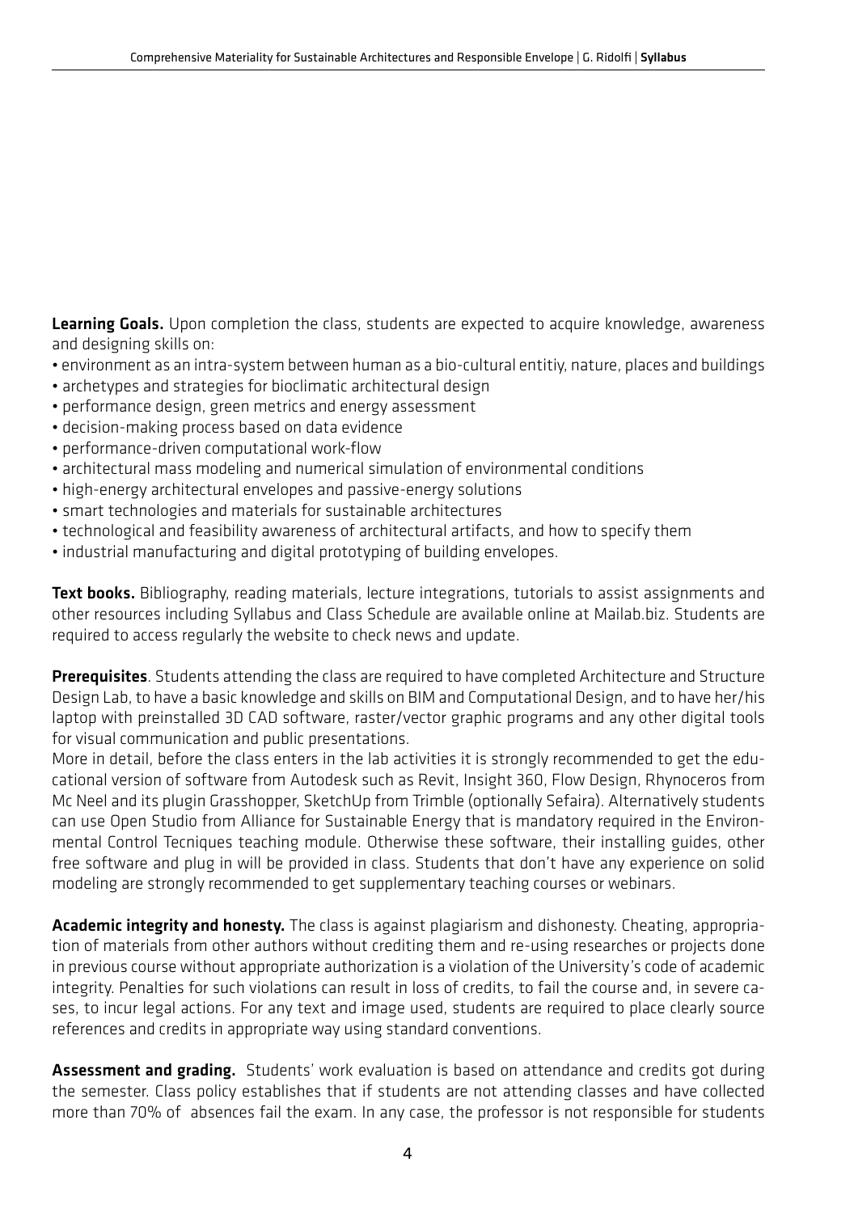**Learning Goals.** Upon completion the class, students are expected to acquire knowledge, awareness and designing skills on:

- environment as an intra-system between human as a bio-cultural entitiy, nature, places and buildings
- archetypes and strategies for bioclimatic architectural design
- performance design, green metrics and energy assessment
- decision-making process based on data evidence
- performance-driven computational work-flow
- architectural mass modeling and numerical simulation of environmental conditions
- high-energy architectural envelopes and passive-energy solutions
- smart technologies and materials for sustainable architectures
- technological and feasibility awareness of architectural artifacts, and how to specify them
- industrial manufacturing and digital prototyping of building envelopes.

**Text books.** Bibliography, reading materials, lecture integrations, tutorials to assist assignments and other resources including Syllabus and Class Schedule are available online at Mailab.biz. Students are required to access regularly the website to check news and update.

**Prerequisites**. Students attending the class are required to have completed Architecture and Structure Design Lab, to have a basic knowledge and skills on BIM and Computational Design, and to have her/his laptop with preinstalled 3D CAD software, raster/vector graphic programs and any other digital tools for visual communication and public presentations.

More in detail, before the class enters in the lab activities it is strongly recommended to get the educational version of software from Autodesk such as Revit, Insight 360, Flow Design, Rhynoceros from Mc Neel and its plugin Grasshopper, SketchUp from Trimble (optionally Sefaira). Alternatively students can use Open Studio from Alliance for Sustainable Energy that is mandatory required in the Environmental Control Tecniques teaching module. Otherwise these software, their installing guides, other free software and plug in will be provided in class. Students that don't have any experience on solid modeling are strongly recommended to get supplementary teaching courses or webinars.

**Academic integrity and honesty.** The class is against plagiarism and dishonesty. Cheating, appropriation of materials from other authors without crediting them and re-using researches or projects done in previous course without appropriate authorization is a violation of the University's code of academic integrity. Penalties for such violations can result in loss of credits, to fail the course and, in severe cases, to incur legal actions. For any text and image used, students are required to place clearly source references and credits in appropriate way using standard conventions.

**Assessment and grading.** Students' work evaluation is based on attendance and credits got during the semester. Class policy establishes that if students are not attending classes and have collected more than 70% of absences fail the exam. In any case, the professor is not responsible for students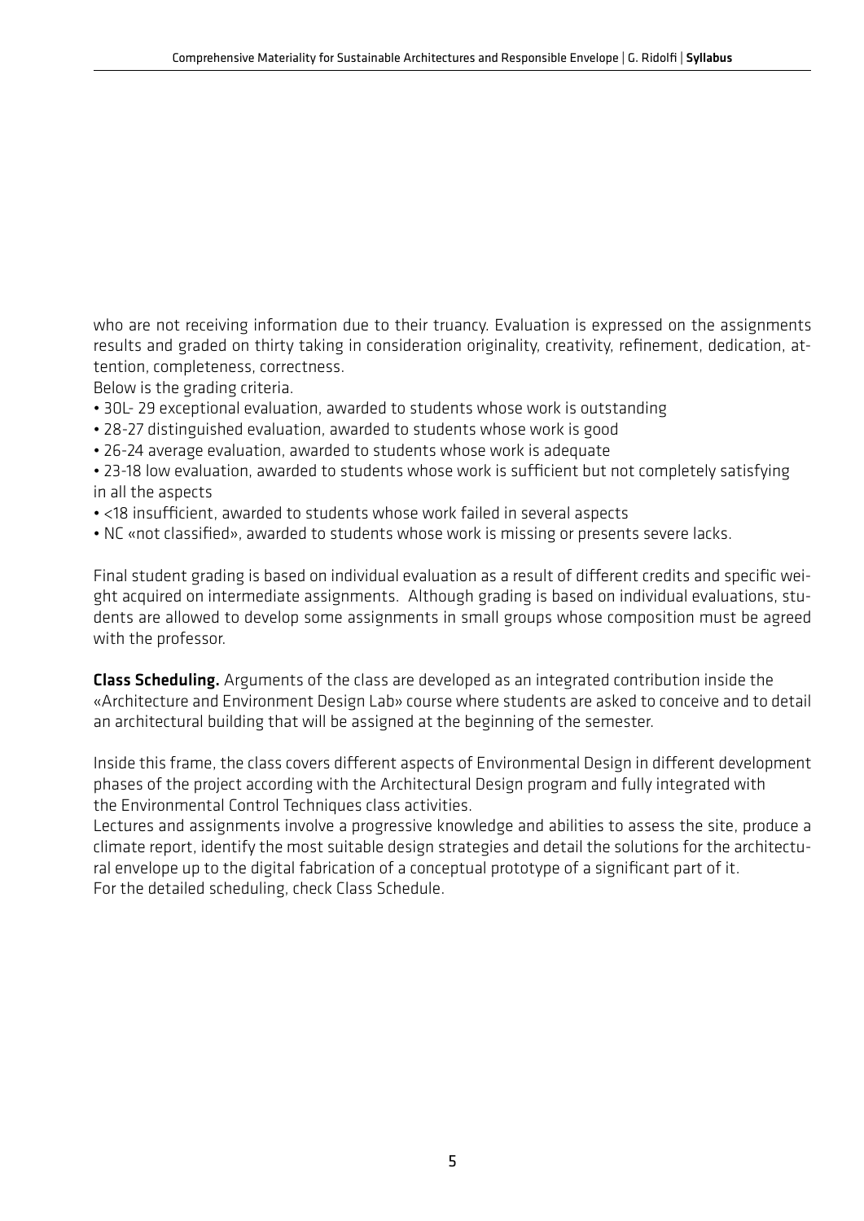who are not receiving information due to their truancy. Evaluation is expressed on the assignments results and graded on thirty taking in consideration originality, creativity, refinement, dedication, attention, completeness, correctness.

Below is the grading criteria.

• 30L- 29 exceptional evaluation, awarded to students whose work is outstanding
• 28-27 distinguished evaluation, awarded to students whose work is good
• 26-24 average evaluation, awarded to students whose work is adequate
• 23-18 low evaluation, awarded to students whose work is sufficient but not completely satisfying in all the aspects
• <18 insufficient, awarded to students whose work failed in several aspects
• NC «not classified», awarded to students whose work is missing or presents severe lacks.

Final student grading is based on individual evaluation as a result of different credits and specific weight acquired on intermediate assignments. Although grading is based on individual evaluations, students are allowed to develop some assignments in small groups whose composition must be agreed with the professor.

**Class Scheduling.** Arguments of the class are developed as an integrated contribution inside the «Architecture and Environment Design Lab» course where students are asked to conceive and to detail an architectural building that will be assigned at the beginning of the semester.

Inside this frame, the class covers different aspects of Environmental Design in different development phases of the project according with the Architectural Design program and fully integrated with the Environmental Control Techniques class activities.

Lectures and assignments involve a progressive knowledge and abilities to assess the site, produce a climate report, identify the most suitable design strategies and detail the solutions for the architectural envelope up to the digital fabrication of a conceptual prototype of a significant part of it.

For the detailed scheduling, check Class Schedule.